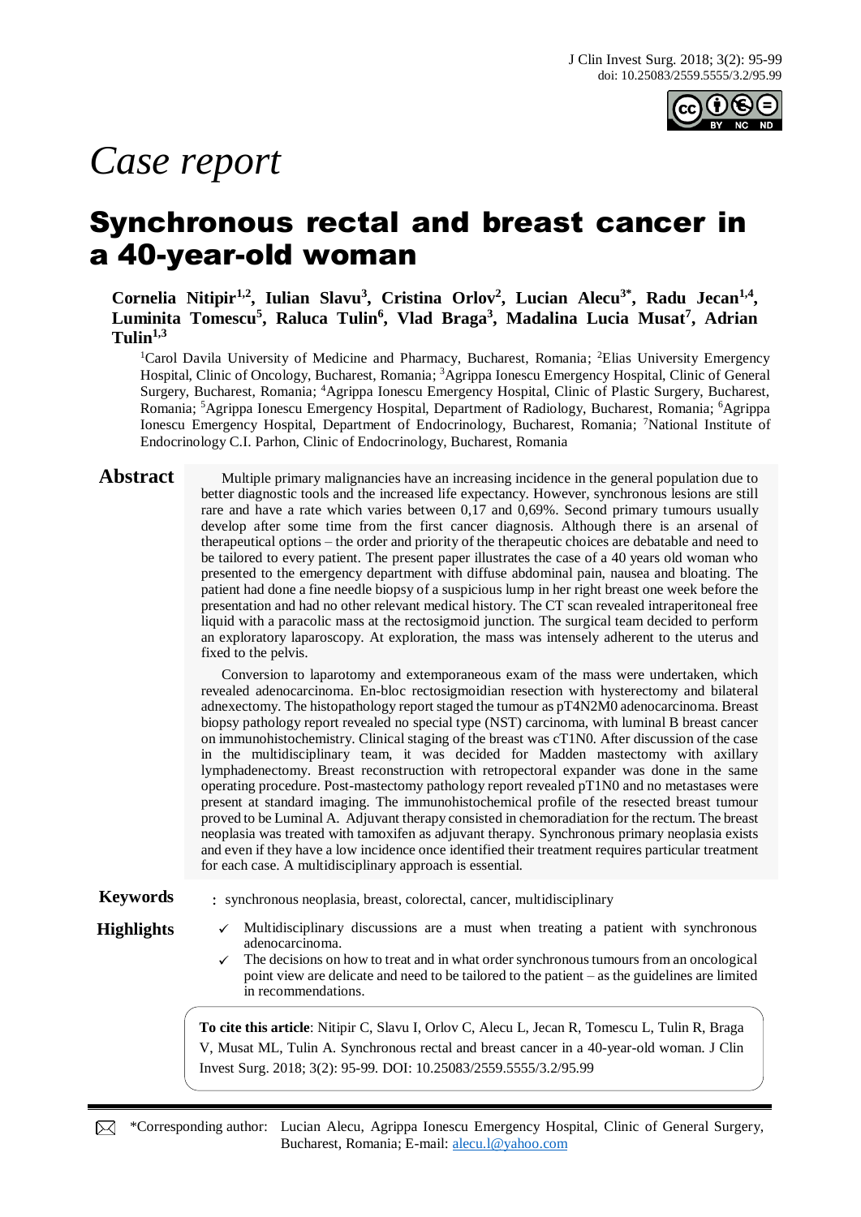# Case report

# Synchronous rectal and breast cancer in a 40-year-old woman

**Cornelia Nitipir[1,2], Iulian Slavu[3], Cristina Orlov[2], Lucian Alecu[3*], Radu Jecan[1,4], Luminita Tomescu[5], Raluca Tulin[6], Vlad Braga[3], Madalina Lucia Musat[7], Adrian Tulin[1,3]**

[1]Carol Davila University of Medicine and Pharmacy, Bucharest, Romania; [2]Elias University Emergency Hospital, Clinic of Oncology, Bucharest, Romania; [3]Agrippa Ionescu Emergency Hospital, Clinic of General Surgery, Bucharest, Romania; [4]Agrippa Ionescu Emergency Hospital, Clinic of Plastic Surgery, Bucharest, Romania; [5]Agrippa Ionescu Emergency Hospital, Department of Radiology, Bucharest, Romania; [6]Agrippa Ionescu Emergency Hospital, Department of Endocrinology, Bucharest, Romania; [7]National Institute of Endocrinology C.I. Parhon, Clinic of Endocrinology, Bucharest, Romania

## Abstract

Multiple primary malignancies have an increasing incidence in the general population due to better diagnostic tools and the increased life expectancy. However, synchronous lesions are still rare and have a rate which varies between 0,17 and 0,69%. Second primary tumours usually develop after some time from the first cancer diagnosis. Although there is an arsenal of therapeutical options – the order and priority of the therapeutic choices are debatable and need to be tailored to every patient. The present paper illustrates the case of a 40 years old woman who presented to the emergency department with diffuse abdominal pain, nausea and bloating. The patient had done a fine needle biopsy of a suspicious lump in her right breast one week before the presentation and had no other relevant medical history. The CT scan revealed intraperitoneal free liquid with a paracolic mass at the rectosigmoid junction. The surgical team decided to perform an exploratory laparoscopy. At exploration, the mass was intensely adherent to the uterus and fixed to the pelvis.

Conversion to laparotomy and extemporaneous exam of the mass were undertaken, which revealed adenocarcinoma. En-bloc rectosigmoidian resection with hysterectomy and bilateral adnexectomy. The histopathology report staged the tumour as pT4N2M0 adenocarcinoma. Breast biopsy pathology report revealed no special type (NST) carcinoma, with luminal B breast cancer on immunohistochemistry. Clinical staging of the breast was cT1N0. After discussion of the case in the multidisciplinary team, it was decided for Madden mastectomy with axillary lymphadenectomy. Breast reconstruction with retropectoral expander was done in the same operating procedure. Post-mastectomy pathology report revealed pT1N0 and no metastases were present at standard imaging. The immunohistochemical profile of the resected breast tumour proved to be Luminal A. Adjuvant therapy consisted in chemoradiation for the rectum. The breast neoplasia was treated with tamoxifen as adjuvant therapy. Synchronous primary neoplasia exists and even if they have a low incidence once identified their treatment requires particular treatment for each case. A multidisciplinary approach is essential.

**Keywords**: synchronous neoplasia, breast, colorectal, cancer, multidisciplinary

**Highlights**

- ✓ Multidisciplinary discussions are a must when treating a patient with synchronous adenocarcinoma.
- ✓ The decisions on how to treat and in what order synchronous tumours from an oncological point view are delicate and need to be tailored to the patient – as the guidelines are limited in recommendations.

**To cite this article**: Nitipir C, Slavu I, Orlov C, Alecu L, Jecan R, Tomescu L, Tulin R, Braga V, Musat ML, Tulin A. Synchronous rectal and breast cancer in a 40-year-old woman. J Clin Invest Surg. 2018; 3(2): 95-99. DOI: 10.25083/2559.5555/3.2/95.99

*Corresponding author: Lucian Alecu, Agrippa Ionescu Emergency Hospital, Clinic of General Surgery, Bucharest, Romania; E-mail: alecu.l@yahoo.com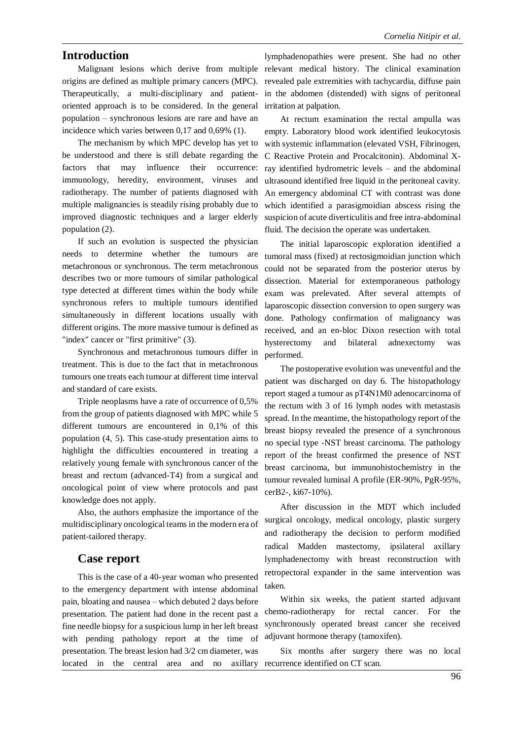## Introduction

Malignant lesions which derive from multiple origins are defined as multiple primary cancers (MPC). Therapeutically, a multi-disciplinary and patient-oriented approach is to be considered. In the general population – synchronous lesions are rare and have an incidence which varies between 0,17 and 0,69% (1).

The mechanism by which MPC develop has yet to be understood and there is still debate regarding the factors that may influence their occurrence: immunology, heredity, environment, viruses and radiotherapy. The number of patients diagnosed with multiple malignancies is steadily rising probably due to improved diagnostic techniques and a larger elderly population (2).

If such an evolution is suspected the physician needs to determine whether the tumours are metachronous or synchronous. The term metachronous describes two or more tumours of similar pathological type detected at different times within the body while synchronous refers to multiple tumours identified simultaneously in different locations usually with different origins. The more massive tumour is defined as "index" cancer or "first primitive" (3).

Synchronous and metachronous tumours differ in treatment. This is due to the fact that in metachronous tumours one treats each tumour at different time interval and standard of care exists.

Triple neoplasms have a rate of occurrence of 0,5% from the group of patients diagnosed with MPC while 5 different tumours are encountered in 0,1% of this population (4, 5). This case-study presentation aims to highlight the difficulties encountered in treating a relatively young female with synchronous cancer of the breast and rectum (advanced-T4) from a surgical and oncological point of view where protocols and past knowledge does not apply.

Also, the authors emphasize the importance of the multidisciplinary oncological teams in the modern era of patient-tailored therapy.

## Case report

This is the case of a 40-year woman who presented to the emergency department with intense abdominal pain, bloating and nausea – which debuted 2 days before presentation. The patient had done in the recent past a fine needle biopsy for a suspicious lump in her left breast with pending pathology report at the time of presentation. The breast lesion had 3/2 cm diameter, was located in the central area and no axillary lymphadenopathies were present. She had no other relevant medical history. The clinical examination revealed pale extremities with tachycardia, diffuse pain in the abdomen (distended) with signs of peritoneal irritation at palpation.

At rectum examination the rectal ampulla was empty. Laboratory blood work identified leukocytosis with systemic inflammation (elevated VSH, Fibrinogen, C Reactive Protein and Procalcitonin). Abdominal X-ray identified hydrometric levels – and the abdominal ultrasound identified free liquid in the peritoneal cavity. An emergency abdominal CT with contrast was done which identified a parasigmoidian abscess rising the suspicion of acute diverticulitis and free intra-abdominal fluid. The decision the operate was undertaken.

The initial laparoscopic exploration identified a tumoral mass (fixed) at rectosigmoidian junction which could not be separated from the posterior uterus by dissection. Material for extemporaneous pathology exam was prelevated. After several attempts of laparoscopic dissection conversion to open surgery was done. Pathology confirmation of malignancy was received, and an en-bloc Dixon resection with total hysterectomy and bilateral adnexectomy was performed.

The postoperative evolution was uneventful and the patient was discharged on day 6. The histopathology report staged a tumour as pT4N1M0 adenocarcinoma of the rectum with 3 of 16 lymph nodes with metastasis spread. In the meantime, the histopathology report of the breast biopsy revealed the presence of a synchronous no special type -NST breast carcinoma. The pathology report of the breast confirmed the presence of NST breast carcinoma, but immunohistochemistry in the tumour revealed luminal A profile (ER-90%, PgR-95%, cerB2-, ki67-10%).

After discussion in the MDT which included surgical oncology, medical oncology, plastic surgery and radiotherapy the decision to perform modified radical Madden mastectomy, ipsilateral axillary lymphadenectomy with breast reconstruction with retropectoral expander in the same intervention was taken.

Within six weeks, the patient started adjuvant chemo-radiotherapy for rectal cancer. For the synchronously operated breast cancer she received adjuvant hormone therapy (tamoxifen).

Six months after surgery there was no local recurrence identified on CT scan.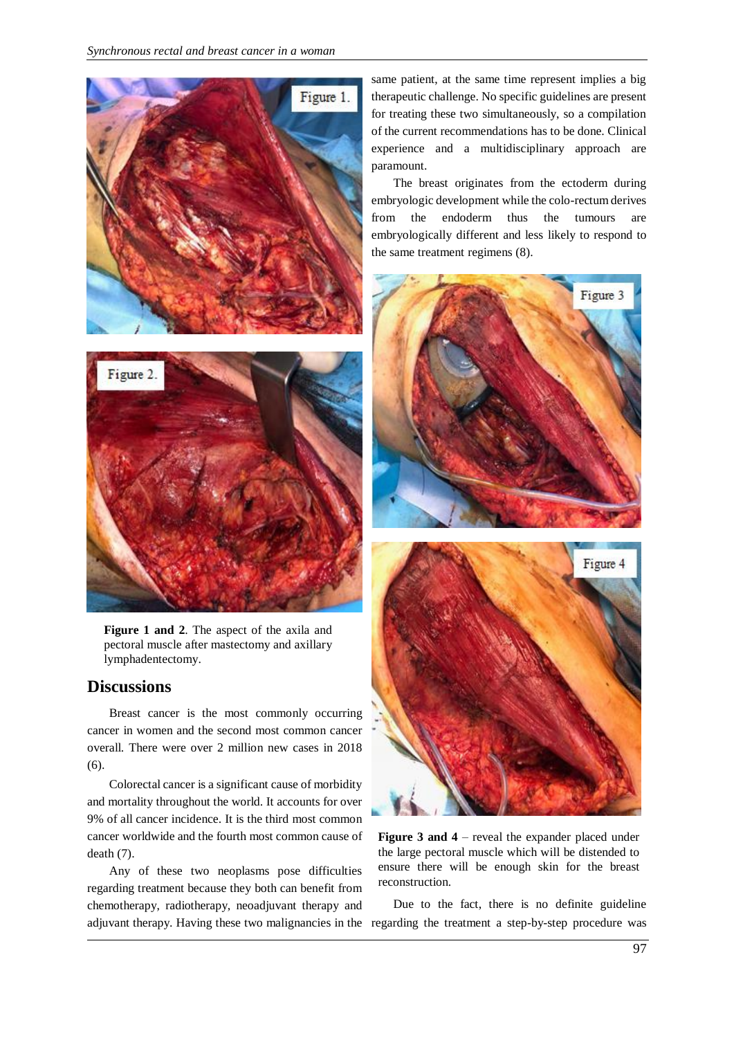Figure 1 and 2. The aspect of the axila and pectoral muscle after mastectomy and axillary lymphadentectomy.

## Discussions

Breast cancer is the most commonly occurring cancer in women and the second most common cancer overall. There were over 2 million new cases in 2018 (6).

Colorectal cancer is a significant cause of morbidity and mortality throughout the world. It accounts for over 9% of all cancer incidence. It is the third most common cancer worldwide and the fourth most common cause of death (7).

Any of these two neoplasms pose difficulties regarding treatment because they both can benefit from chemotherapy, radiotherapy, neoadjuvant therapy and adjuvant therapy. Having these two malignancies in the same patient, at the same time represent implies a big therapeutic challenge. No specific guidelines are present for treating these two simultaneously, so a compilation of the current recommendations has to be done. Clinical experience and a multidisciplinary approach are paramount.

The breast originates from the ectoderm during embryologic development while the colo-rectum derives from the endoderm thus the tumours are embryologically different and less likely to respond to the same treatment regimens (8).

**Figure 3 and 4** – reveal the expander placed under the large pectoral muscle which will be distended to ensure there will be enough skin for the breast reconstruction.

Due to the fact, there is no definite guideline regarding the treatment a step-by-step procedure was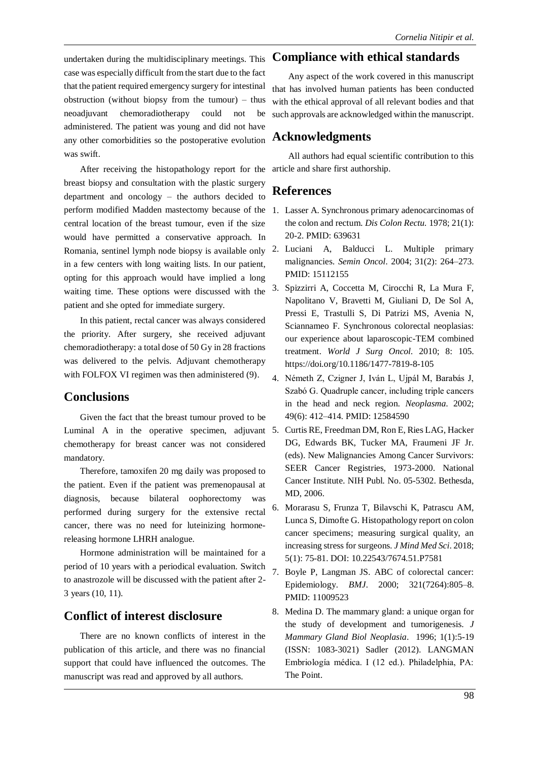undertaken during the multidisciplinary meetings. This case was especially difficult from the start due to the fact that the patient required emergency surgery for intestinal obstruction (without biopsy from the tumour) – thus neoadjuvant chemoradiotherapy could not be administered. The patient was young and did not have any other comorbidities so the postoperative evolution was swift.

After receiving the histopathology report for the breast biopsy and consultation with the plastic surgery department and oncology – the authors decided to perform modified Madden mastectomy because of the central location of the breast tumour, even if the size would have permitted a conservative approach. In Romania, sentinel lymph node biopsy is available only in a few centers with long waiting lists. In our patient, opting for this approach would have implied a long waiting time. These options were discussed with the patient and she opted for immediate surgery.

In this patient, rectal cancer was always considered the priority. After surgery, she received adjuvant chemoradiotherapy: a total dose of 50 Gy in 28 fractions was delivered to the pelvis. Adjuvant chemotherapy with FOLFOX VI regimen was then administered (9).

## Conclusions

Given the fact that the breast tumour proved to be Luminal A in the operative specimen, adjuvant chemotherapy for breast cancer was not considered mandatory.

Therefore, tamoxifen 20 mg daily was proposed to the patient. Even if the patient was premenopausal at diagnosis, because bilateral oophorectomy was performed during surgery for the extensive rectal cancer, there was no need for luteinizing hormone-releasing hormone LHRH analogue.

Hormone administration will be maintained for a period of 10 years with a periodical evaluation. Switch to anastrozole will be discussed with the patient after 2-3 years (10, 11).

## Conflict of interest disclosure

There are no known conflicts of interest in the publication of this article, and there was no financial support that could have influenced the outcomes. The manuscript was read and approved by all authors.

## Compliance with ethical standards

Any aspect of the work covered in this manuscript that has involved human patients has been conducted with the ethical approval of all relevant bodies and that such approvals are acknowledged within the manuscript.

## Acknowledgments

All authors had equal scientific contribution to this article and share first authorship.

## References

1. Lasser A. Synchronous primary adenocarcinomas of the colon and rectum. *Dis Colon Rectu.* 1978; 21(1): 20-2. PMID: 639631
2. Luciani A, Balducci L. Multiple primary malignancies. *Semin Oncol*. 2004; 31(2): 264–273. PMID: 15112155
3. Spizzirri A, Coccetta M, Cirocchi R, La Mura F, Napolitano V, Bravetti M, Giuliani D, De Sol A, Pressi E, Trastulli S, Di Patrizi MS, Avenia N, Sciannameo F. Synchronous colorectal neoplasias: our experience about laparoscopic-TEM combined treatment. *World J Surg Oncol.* 2010; 8: 105. https://doi.org/10.1186/1477-7819-8-105
4. Németh Z, Czigner J, Iván L, Ujpál M, Barabás J, Szabó G. Quadruple cancer, including triple cancers in the head and neck region. *Neoplasma.* 2002; 49(6): 412–414. PMID: 12584590
5. Curtis RE, Freedman DM, Ron E, Ries LAG, Hacker DG, Edwards BK, Tucker MA, Fraumeni JF Jr. (eds). New Malignancies Among Cancer Survivors: SEER Cancer Registries, 1973-2000. National Cancer Institute. NIH Publ. No. 05-5302. Bethesda, MD, 2006.
6. Morarasu S, Frunza T, Bilavschi K, Patrascu AM, Lunca S, Dimofte G. Histopathology report on colon cancer specimens; measuring surgical quality, an increasing stress for surgeons. *J Mind Med Sci*. 2018; 5(1): 75-81. DOI: 10.22543/7674.51.P7581
7. Boyle P, Langman JS. ABC of colorectal cancer: Epidemiology. *BMJ*. 2000; 321(7264):805–8. PMID: 11009523
8. Medina D. The mammary gland: a unique organ for the study of development and tumorigenesis. *J Mammary Gland Biol Neoplasia*. 1996; 1(1):5-19 (ISSN: 1083-3021) Sadler (2012). LANGMAN Embriología médica. I (12 ed.). Philadelphia, PA: The Point.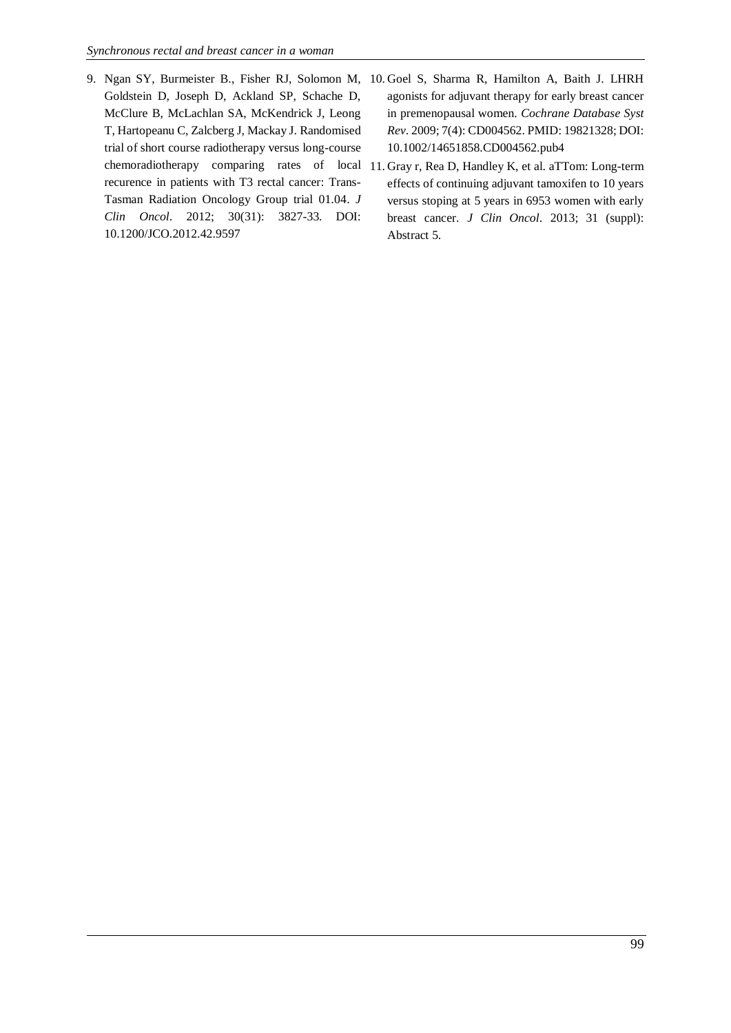9. Ngan SY, Burmeister B., Fisher RJ, Solomon M, Goldstein D, Joseph D, Ackland SP, Schache D, McClure B, McLachlan SA, McKendrick J, Leong T, Hartopeanu C, Zalcberg J, Mackay J. Randomised trial of short course radiotherapy versus long-course chemoradiotherapy comparing rates of local recurence in patients with T3 rectal cancer: Trans-Tasman Radiation Oncology Group trial 01.04. *J Clin Oncol*. 2012; 30(31): 3827-33. DOI: 10.1200/JCO.2012.42.9597
10. Goel S, Sharma R, Hamilton A, Baith J. LHRH agonists for adjuvant therapy for early breast cancer in premenopausal women. *Cochrane Database Syst Rev*. 2009; 7(4): CD004562. PMID: 19821328; DOI: 10.1002/14651858.CD004562.pub4
11. Gray r, Rea D, Handley K, et al. aTTom: Long-term effects of continuing adjuvant tamoxifen to 10 years versus stoping at 5 years in 6953 women with early breast cancer. *J Clin Oncol*. 2013; 31 (suppl): Abstract 5.